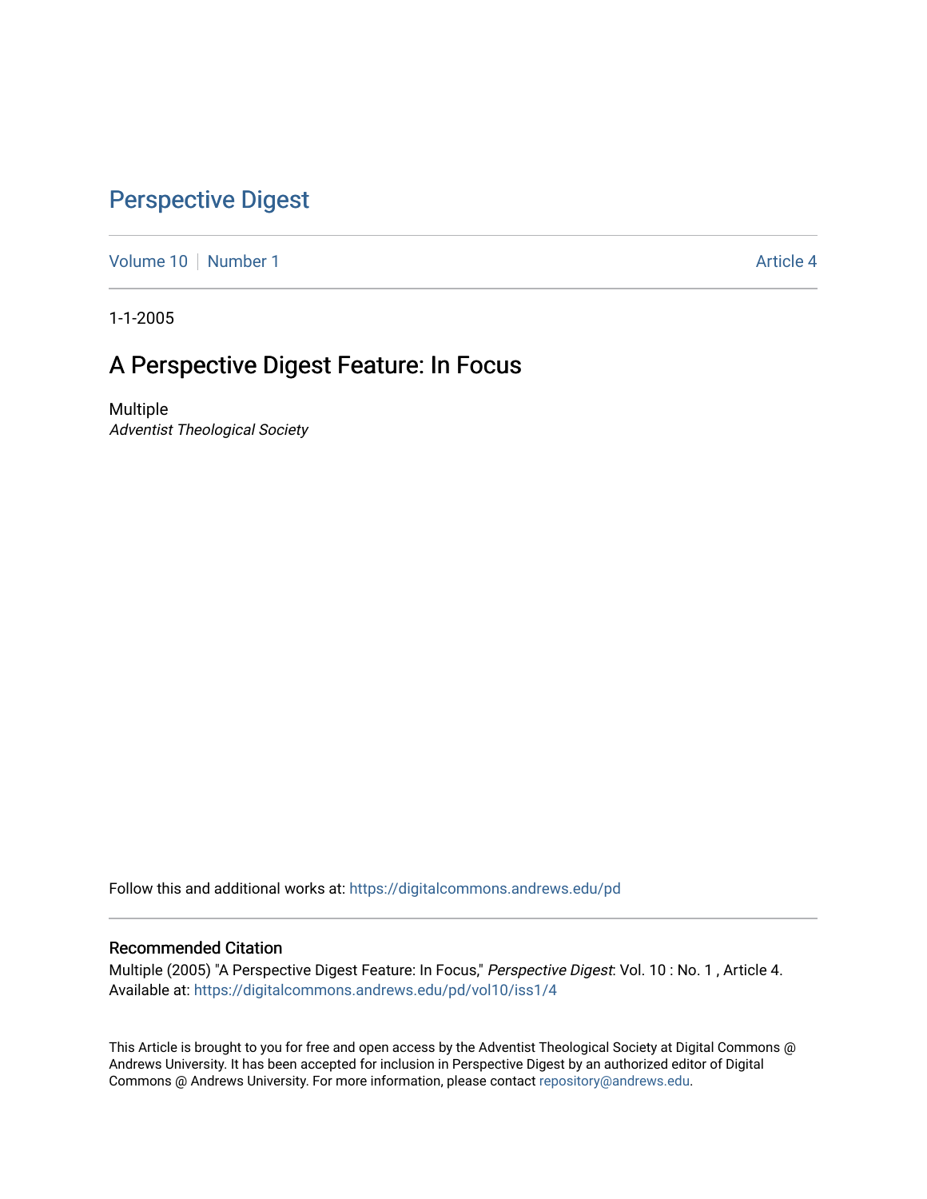# Perspective Digest

Volume 10 | Number 1 | Article 4

1-1-2005

## A Perspective Digest Feature: In Focus

Multiple
*Adventist Theological Society*

Follow this and additional works at: https://digitalcommons.andrews.edu/pd

### Recommended Citation

Multiple (2005) "A Perspective Digest Feature: In Focus," *Perspective Digest*: Vol. 10 : No. 1 , Article 4.
Available at: https://digitalcommons.andrews.edu/pd/vol10/iss1/4

This Article is brought to you for free and open access by the Adventist Theological Society at Digital Commons @ Andrews University. It has been accepted for inclusion in Perspective Digest by an authorized editor of Digital Commons @ Andrews University. For more information, please contact repository@andrews.edu.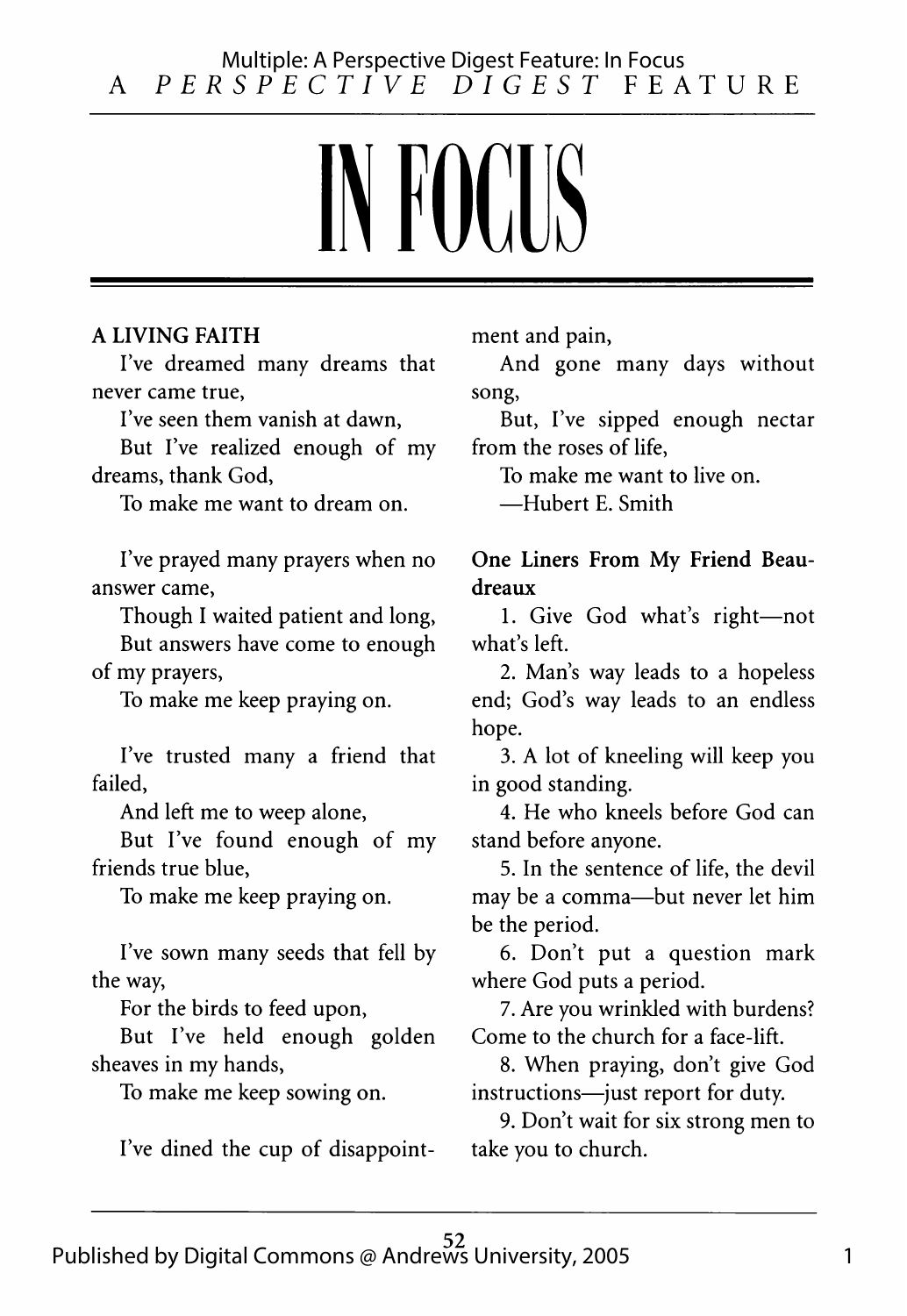# IN FOCUS

## A LIVING FAITH

I've dreamed many dreams that never came true,
I've seen them vanish at dawn,
But I've realized enough of my dreams, thank God,
To make me want to dream on.

I've prayed many prayers when no answer came,
Though I waited patient and long,
But answers have come to enough of my prayers,
To make me keep praying on.

I've trusted many a friend that failed,
And left me to weep alone,
But I've found enough of my friends true blue,
To make me keep praying on.

I've sown many seeds that fell by the way,
For the birds to feed upon,
But I've held enough golden sheaves in my hands,
To make me keep sowing on.

I've dined the cup of disappointment and pain,
And gone many days without song,
But, I've sipped enough nectar from the roses of life,
To make me want to live on.

—Hubert E. Smith

## One Liners From My Friend Beaudreaux

1. Give God what's right—not what's left.
2. Man's way leads to a hopeless end; God's way leads to an endless hope.
3. A lot of kneeling will keep you in good standing.
4. He who kneels before God can stand before anyone.
5. In the sentence of life, the devil may be a comma—but never let him be the period.
6. Don't put a question mark where God puts a period.
7. Are you wrinkled with burdens? Come to the church for a face-lift.
8. When praying, don't give God instructions—just report for duty.
9. Don't wait for six strong men to take you to church.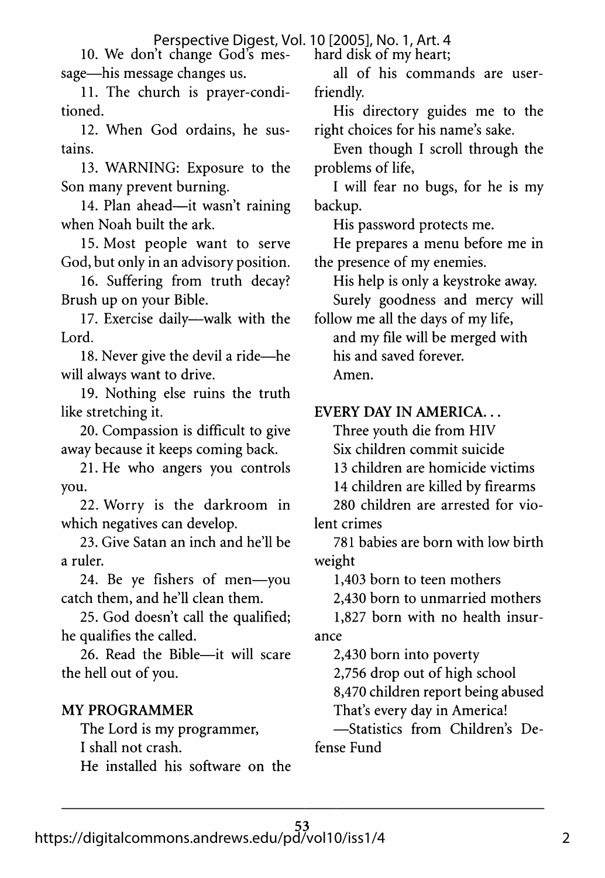10. We don't change God's message—his message changes us.

11. The church is prayer-conditioned.

12. When God ordains, he sustains.

13. WARNING: Exposure to the Son many prevent burning.

14. Plan ahead—it wasn't raining when Noah built the ark.

15. Most people want to serve God, but only in an advisory position.

16. Suffering from truth decay? Brush up on your Bible.

17. Exercise daily—walk with the Lord.

18. Never give the devil a ride—he will always want to drive.

19. Nothing else ruins the truth like stretching it.

20. Compassion is difficult to give away because it keeps coming back.

21. He who angers you controls you.

22. Worry is the darkroom in which negatives can develop.

23. Give Satan an inch and he'll be a ruler.

24. Be ye fishers of men—you catch them, and he'll clean them.

25. God doesn't call the qualified; he qualifies the called.

26. Read the Bible—it will scare the hell out of you.

**MY PROGRAMMER**

The Lord is my programmer,
I shall not crash.
He installed his software on the hard disk of my heart;
all of his commands are user-friendly.
His directory guides me to the right choices for his name's sake.
Even though I scroll through the problems of life,
I will fear no bugs, for he is my backup.
His password protects me.
He prepares a menu before me in the presence of my enemies.
His help is only a keystroke away.
Surely goodness and mercy will follow me all the days of my life,
and my file will be merged with his and saved forever.
Amen.

**EVERY DAY IN AMERICA. . .**

Three youth die from HIV
Six children commit suicide
13 children are homicide victims
14 children are killed by firearms
280 children are arrested for violent crimes
781 babies are born with low birth weight
1,403 born to teen mothers
2,430 born to unmarried mothers
1,827 born with no health insurance
2,430 born into poverty
2,756 drop out of high school
8,470 children report being abused
That's every day in America!

—Statistics from Children's Defense Fund